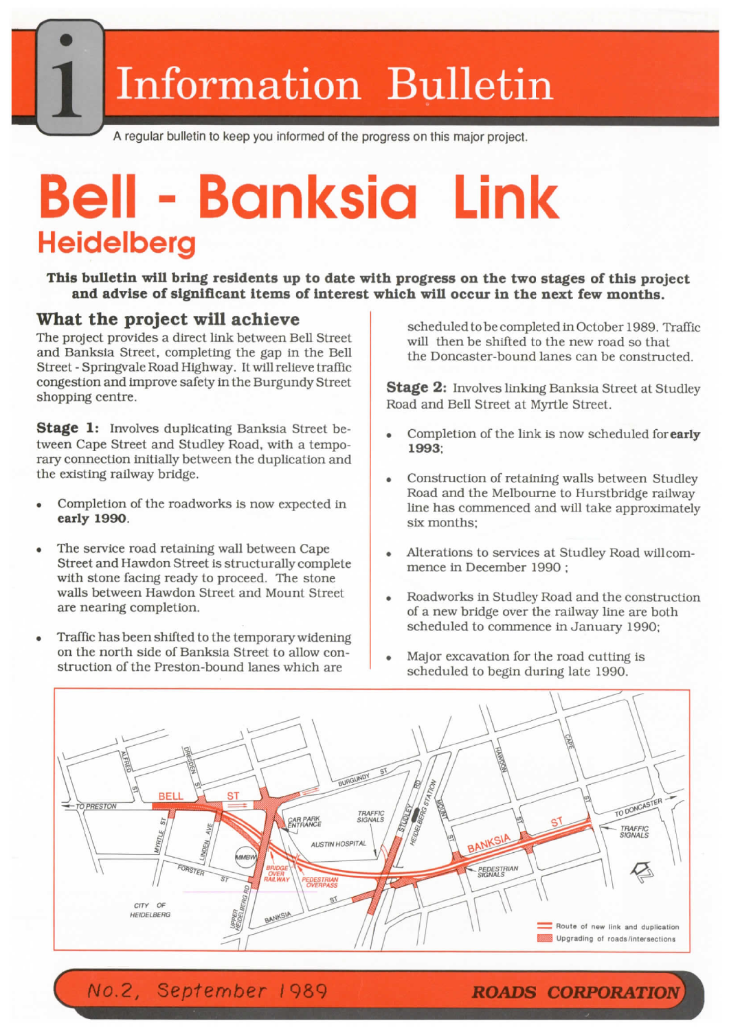# Information Bulletin

A regular bulletin to keep you informed of the progress on this major project.

# Bell - Banksia Link

## Heidelberg

**This bulletin will bring residents up to date with progress on the two stages of this project and advise of significant items of interest which will occur in the next few months.**

### What the project will achieve

The project provides a direct link between Bell Street and Banksia Street, completing the gap in the Bell Street - Springvale Road Highway. It will relieve traffic congestion and improve safety in the Burgundy Street shopping centre.

**Stage 1:** Involves duplicating Banksia Street between Cape Street and Studley Road, with a temporary connection initially between the duplication and the existing railway bridge.

- Completion of the roadworks is now expected in **early 1990**.
- The service road retaining wall between Cape Street and Hawdon Street is structurally complete with stone facing ready to proceed. The stone walls between Hawdon Street and Mount Street are nearing completion.
- Traffic has been shifted to the temporary widening on the north side of Banksia Street to allow construction of the Preston-bound lanes which are scheduled to be completed in October 1989. Traffic will then be shifted to the new road so that the Doncaster-bound lanes can be constructed.

**Stage 2:** Involves linking Banksia Street at Studley Road and Bell Street at Myrtle Street.

- Completion of the link is now scheduled for **early 1993**;
- Construction of retaining walls between Studley Road and the Melbourne to Hurstbridge railway line has commenced and will take approximately six months;
- Alterations to services at Studley Road will commence in December 1990 ;
- Roadworks in Studley Road and the construction of a new bridge over the railway line are both scheduled to commence in January 1990;
- Major excavation for the road cutting is scheduled to begin during late 1990.

No.2, September 1989

ROADS CORPORATION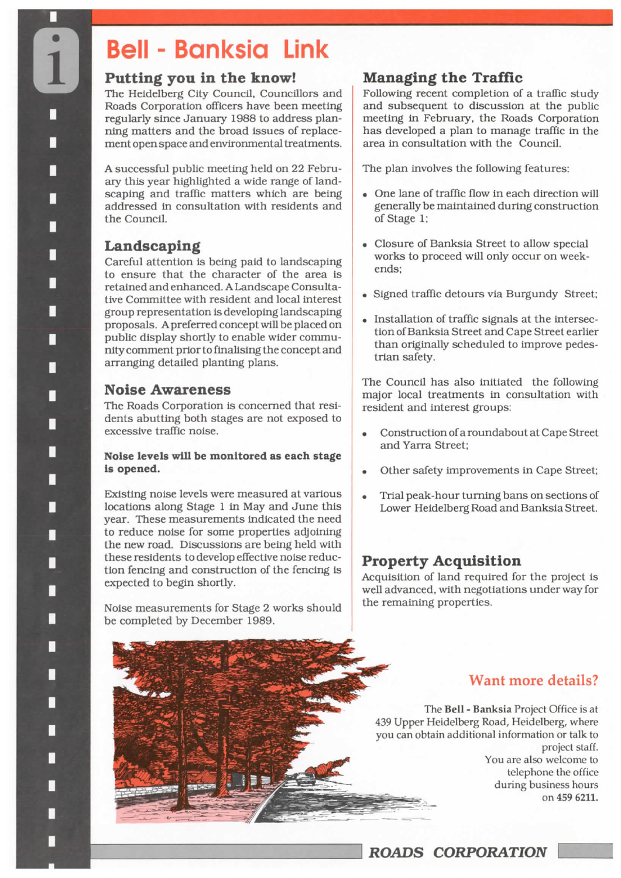# Bell - Banksia Link

## Putting you in the know!

The Heidelberg City Council, Councillors and Roads Corporation officers have been meeting regularly since January 1988 to address planning matters and the broad issues of replacement open space and environmental treatments.

A successful public meeting held on 22 February this year highlighted a wide range of landscaping and traffic matters which are being addressed in consultation with residents and the Council.

## Landscaping

Careful attention is being paid to landscaping to ensure that the character of the area is retained and enhanced. A Landscape Consultative Committee with resident and local interest group representation is developing landscaping proposals. A preferred concept will be placed on public display shortly to enable wider community comment prior to finalising the concept and arranging detailed planting plans.

## Noise Awareness

The Roads Corporation is concerned that residents abutting both stages are not exposed to excessive traffic noise.

**Noise levels will be monitored as each stage is opened.**

Existing noise levels were measured at various locations along Stage 1 in May and June this year. These measurements indicated the need to reduce noise for some properties adjoining the new road. Discussions are being held with these residents to develop effective noise reduction fencing and construction of the fencing is expected to begin shortly.

Noise measurements for Stage 2 works should be completed by December 1989.

## Managing the Traffic

Following recent completion of a traffic study and subsequent to discussion at the public meeting in February, the Roads Corporation has developed a plan to manage traffic in the area in consultation with the Council.

The plan involves the following features:

- One lane of traffic flow in each direction will generally be maintained during construction of Stage 1;
- Closure of Banksia Street to allow special works to proceed will only occur on weekends;
- Signed traffic detours via Burgundy Street;
- Installation of traffic signals at the intersection of Banksia Street and Cape Street earlier than originally scheduled to improve pedestrian safety.

The Council has also initiated the following major local treatments in consultation with resident and interest groups:

- Construction of a roundabout at Cape Street and Yarra Street;
- Other safety improvements in Cape Street;
- Trial peak-hour turning bans on sections of Lower Heidelberg Road and Banksia Street.

## Property Acquisition

Acquisition of land required for the project is well advanced, with negotiations under way for the remaining properties.

## Want more details?

The **Bell - Banksia** Project Office is at 439 Upper Heidelberg Road, Heidelberg, where you can obtain additional information or talk to project staff. You are also welcome to telephone the office during business hours on **459 6211.**

***ROADS CORPORATION***